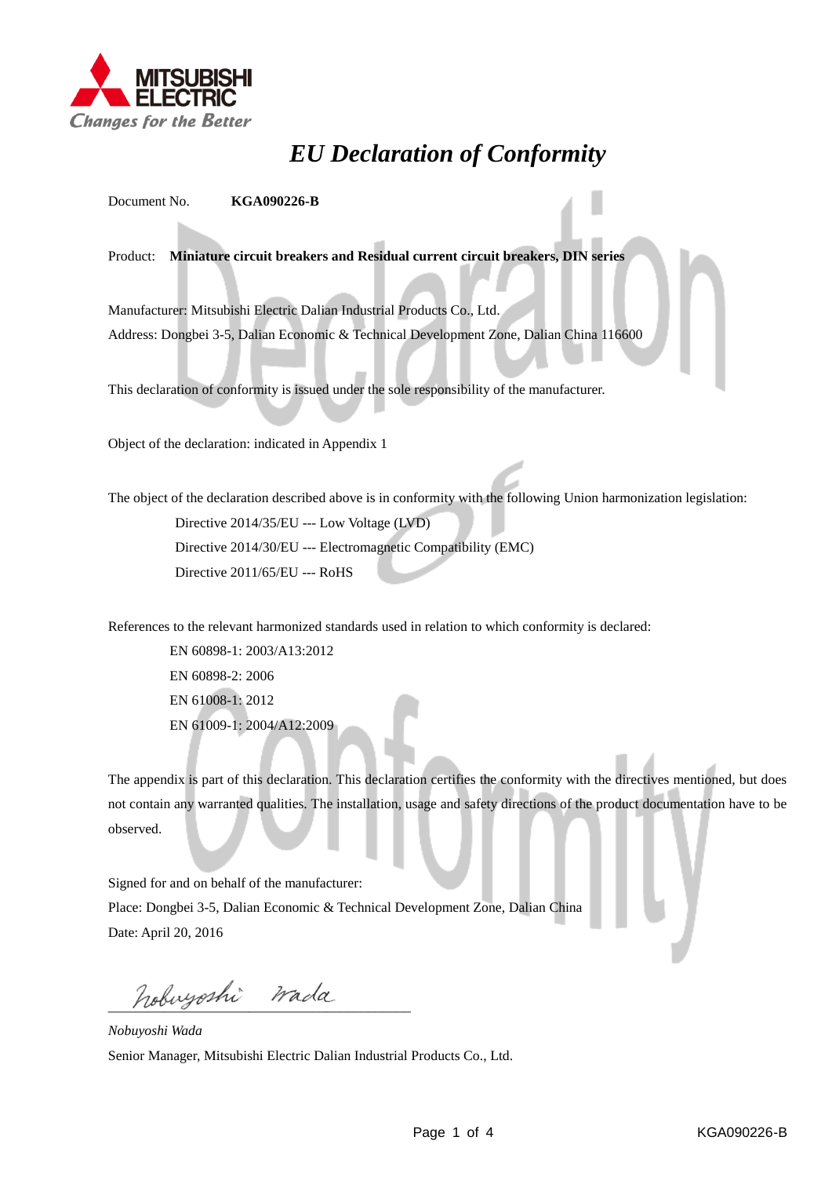MITSUBISHI ELECTRIC
*Changes for the Better*

# *EU Declaration of Conformity*

Document No. **KGA090226-B**

Product: **Miniature circuit breakers and Residual current circuit breakers, DIN series**

Manufacturer: Mitsubishi Electric Dalian Industrial Products Co., Ltd.
Address: Dongbei 3-5, Dalian Economic & Technical Development Zone, Dalian China 116600

This declaration of conformity is issued under the sole responsibility of the manufacturer.

Object of the declaration: indicated in Appendix 1

The object of the declaration described above is in conformity with the following Union harmonization legislation:

- Directive 2014/35/EU --- Low Voltage (LVD)
- Directive 2014/30/EU --- Electromagnetic Compatibility (EMC)
- Directive 2011/65/EU --- RoHS

References to the relevant harmonized standards used in relation to which conformity is declared:

- EN 60898-1: 2003/A13:2012
- EN 60898-2: 2006
- EN 61008-1: 2012
- EN 61009-1: 2004/A12:2009

The appendix is part of this declaration. This declaration certifies the conformity with the directives mentioned, but does not contain any warranted qualities. The installation, usage and safety directions of the product documentation have to be observed.

Signed for and on behalf of the manufacturer:
Place: Dongbei 3-5, Dalian Economic & Technical Development Zone, Dalian China
Date: April 20, 2016

Nobuyoshi Wada

*Nobuyoshi Wada*
Senior Manager, Mitsubishi Electric Dalian Industrial Products Co., Ltd.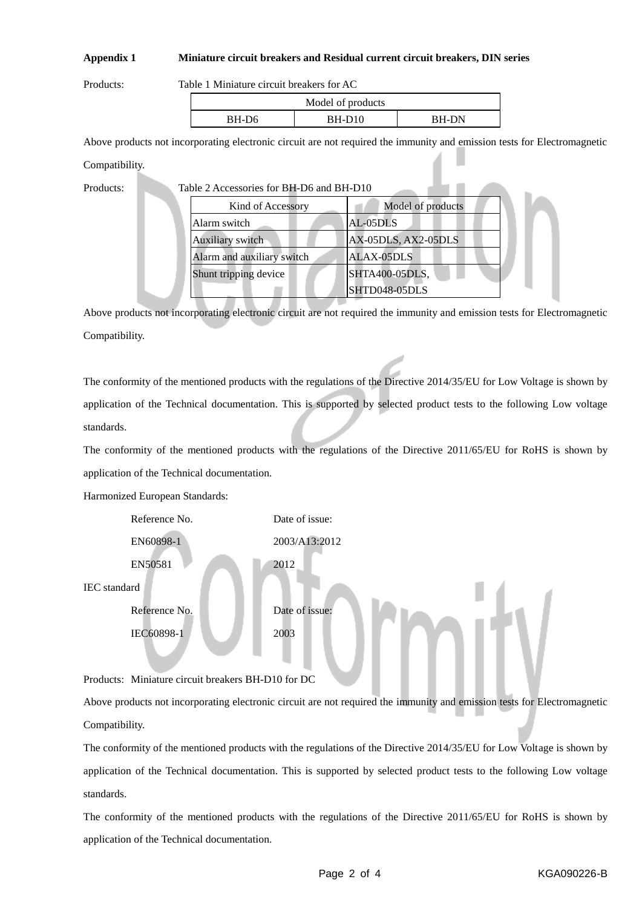**Appendix 1    Miniature circuit breakers and Residual current circuit breakers, DIN series**

Products:    Table 1 Miniature circuit breakers for AC

| Model of products | | |
|---|---|---|
| BH-D6 | BH-D10 | BH-DN |

Above products not incorporating electronic circuit are not required the immunity and emission tests for Electromagnetic Compatibility.

Products:    Table 2 Accessories for BH-D6 and BH-D10

| Kind of Accessory | Model of products |
|---|---|
| Alarm switch | AL-05DLS |
| Auxiliary switch | AX-05DLS, AX2-05DLS |
| Alarm and auxiliary switch | ALAX-05DLS |
| Shunt tripping device | SHTA400-05DLS, SHTD048-05DLS |

Above products not incorporating electronic circuit are not required the immunity and emission tests for Electromagnetic Compatibility.

The conformity of the mentioned products with the regulations of the Directive 2014/35/EU for Low Voltage is shown by application of the Technical documentation. This is supported by selected product tests to the following Low voltage standards.

The conformity of the mentioned products with the regulations of the Directive 2011/65/EU for RoHS is shown by application of the Technical documentation.

Harmonized European Standards:

| Reference No. | Date of issue: |
|---|---|
| EN60898-1 | 2003/A13:2012 |
| EN50581 | 2012 |

IEC standard

| Reference No. | Date of issue: |
|---|---|
| IEC60898-1 | 2003 |

Products:  Miniature circuit breakers BH-D10 for DC

Above products not incorporating electronic circuit are not required the immunity and emission tests for Electromagnetic Compatibility.

The conformity of the mentioned products with the regulations of the Directive 2014/35/EU for Low Voltage is shown by application of the Technical documentation. This is supported by selected product tests to the following Low voltage standards.

The conformity of the mentioned products with the regulations of the Directive 2011/65/EU for RoHS is shown by application of the Technical documentation.

KGA090226-B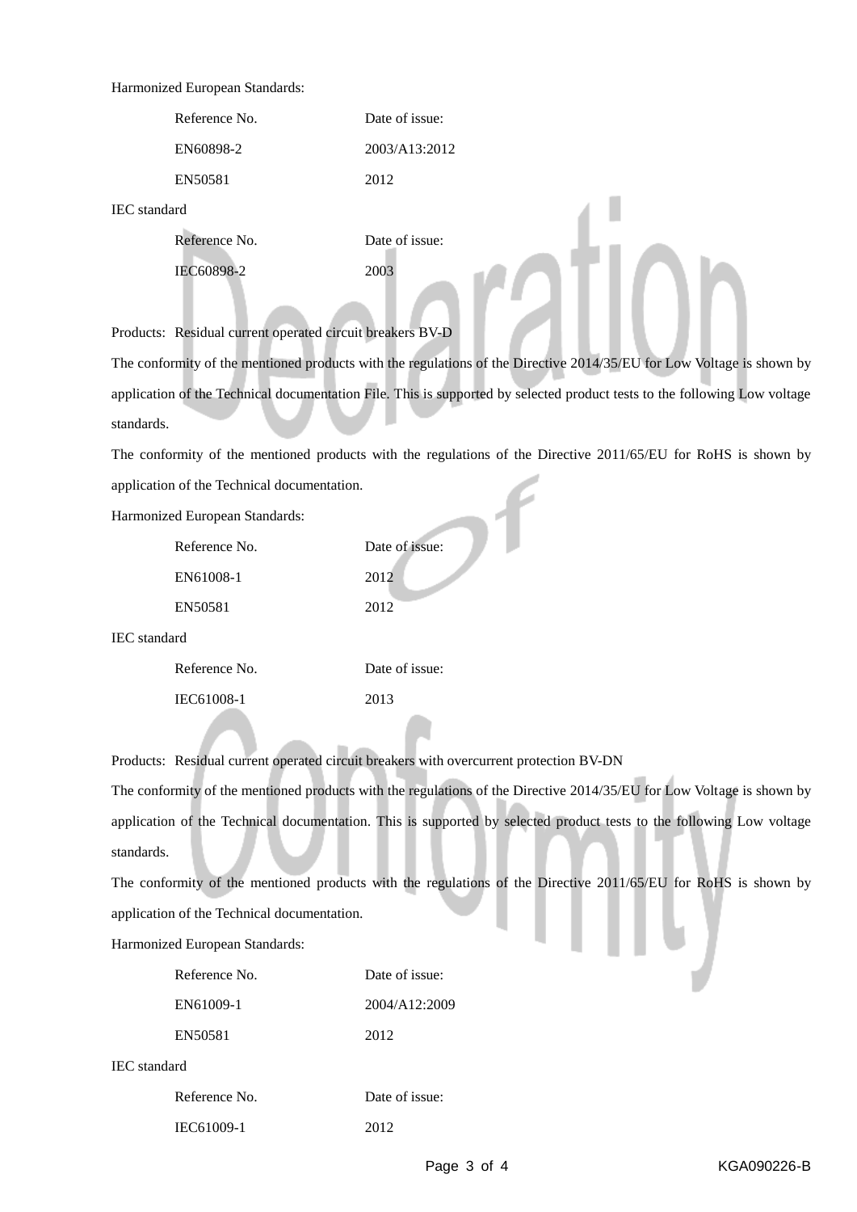Harmonized European Standards:

| Reference No. | Date of issue: |
|---|---|
| EN60898-2 | 2003/A13:2012 |
| EN50581 | 2012 |

IEC standard

| Reference No. | Date of issue: |
|---|---|
| IEC60898-2 | 2003 |

Products: Residual current operated circuit breakers BV-D

The conformity of the mentioned products with the regulations of the Directive 2014/35/EU for Low Voltage is shown by application of the Technical documentation File. This is supported by selected product tests to the following Low voltage standards.

The conformity of the mentioned products with the regulations of the Directive 2011/65/EU for RoHS is shown by application of the Technical documentation.

Harmonized European Standards:

| Reference No. | Date of issue: |
|---|---|
| EN61008-1 | 2012 |
| EN50581 | 2012 |

IEC standard

| Reference No. | Date of issue: |
|---|---|
| IEC61008-1 | 2013 |

Products: Residual current operated circuit breakers with overcurrent protection BV-DN

The conformity of the mentioned products with the regulations of the Directive 2014/35/EU for Low Voltage is shown by application of the Technical documentation. This is supported by selected product tests to the following Low voltage standards.

The conformity of the mentioned products with the regulations of the Directive 2011/65/EU for RoHS is shown by application of the Technical documentation.

Harmonized European Standards:

| Reference No. | Date of issue: |
|---|---|
| EN61009-1 | 2004/A12:2009 |
| EN50581 | 2012 |

IEC standard

| Reference No. | Date of issue: |
|---|---|
| IEC61009-1 | 2012 |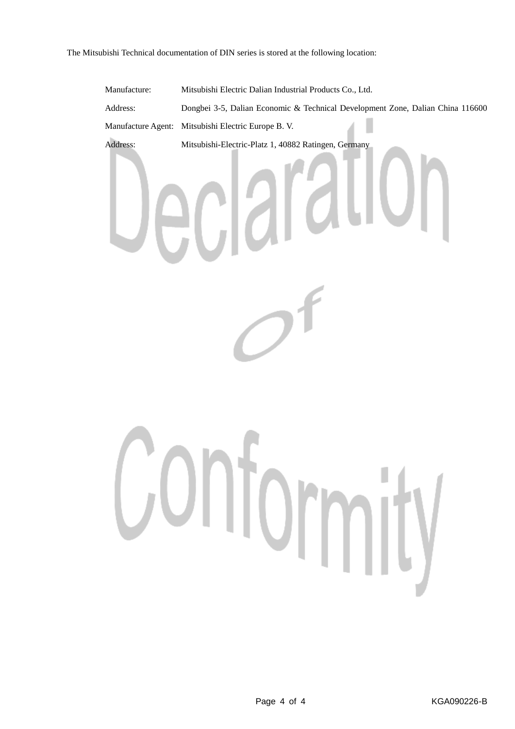The Mitsubishi Technical documentation of DIN series is stored at the following location:

| | |
|---|---|
| Manufacture: | Mitsubishi Electric Dalian Industrial Products Co., Ltd. |
| Address: | Dongbei 3-5, Dalian Economic & Technical Development Zone, Dalian China 116600 |
| Manufacture Agent: | Mitsubishi Electric Europe B. V. |
| Address: | Mitsubishi-Electric-Platz 1, 40882 Ratingen, Germany |